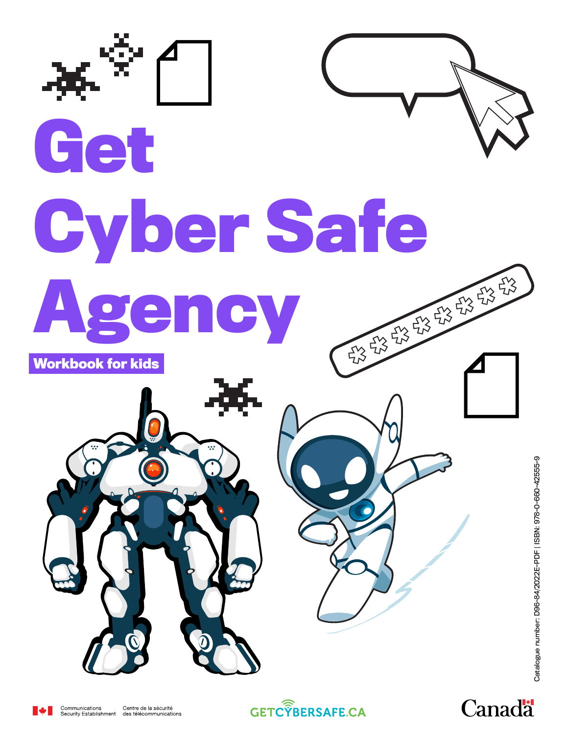# Get Cyber Safe Agency

**Workbook for kids**

Catalogue number: D96-84/2022E-PDF | ISBN: 978-0-660-42555-9

Communications Security Establishment | Centre de la sécurité des télécommunications

GETCYBERSAFE.CA

Canada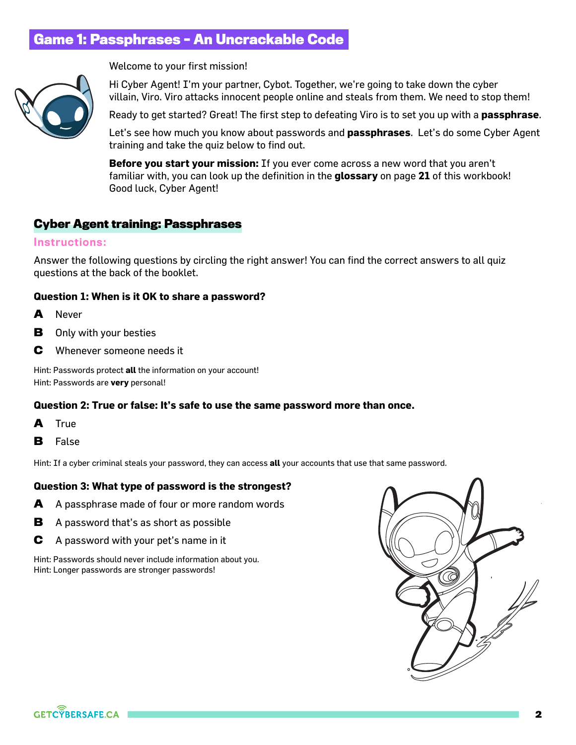# Game 1: Passphrases - An Uncrackable Code

Welcome to your first mission!

Hi Cyber Agent! I'm your partner, Cybot. Together, we're going to take down the cyber villain, Viro. Viro attacks innocent people online and steals from them. We need to stop them!

Ready to get started? Great! The first step to defeating Viro is to set you up with a **passphrase**.

Let's see how much you know about passwords and **passphrases**. Let's do some Cyber Agent training and take the quiz below to find out.

**Before you start your mission:** If you ever come across a new word that you aren't familiar with, you can look up the definition in the **glossary** on page **21** of this workbook! Good luck, Cyber Agent!

## Cyber Agent training: Passphrases

### Instructions:

Answer the following questions by circling the right answer! You can find the correct answers to all quiz questions at the back of the booklet.

**Question 1: When is it OK to share a password?**

**A** Never

**B** Only with your besties

**C** Whenever someone needs it

Hint: Passwords protect **all** the information on your account!
Hint: Passwords are **very** personal!

**Question 2: True or false: It's safe to use the same password more than once.**

**A** True

**B** False

Hint: If a cyber criminal steals your password, they can access **all** your accounts that use that same password.

**Question 3: What type of password is the strongest?**

**A** A passphrase made of four or more random words

**B** A password that's as short as possible

**C** A password with your pet's name in it

Hint: Passwords should never include information about you.
Hint: Longer passwords are stronger passwords!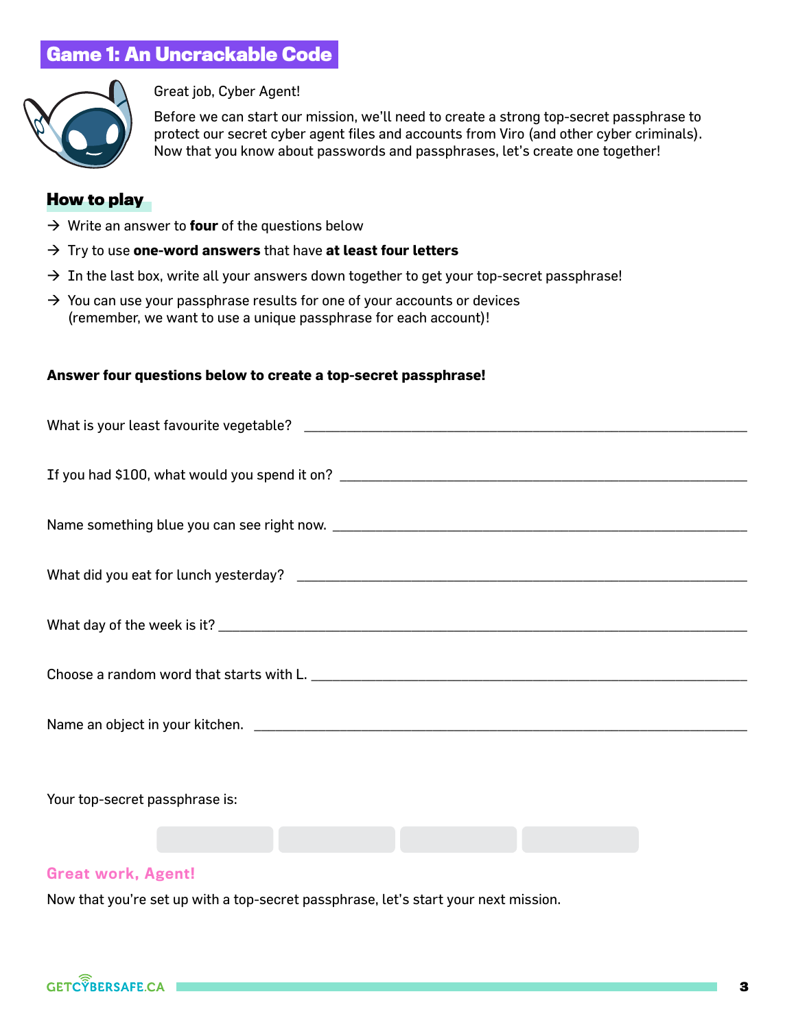# Game 1: An Uncrackable Code

Great job, Cyber Agent!

Before we can start our mission, we'll need to create a strong top-secret passphrase to protect our secret cyber agent files and accounts from Viro (and other cyber criminals). Now that you know about passwords and passphrases, let's create one together!

## How to play

→ Write an answer to **four** of the questions below

→ Try to use **one-word answers** that have **at least four letters**

→ In the last box, write all your answers down together to get your top-secret passphrase!

→ You can use your passphrase results for one of your accounts or devices (remember, we want to use a unique passphrase for each account)!

**Answer four questions below to create a top-secret passphrase!**

What is your least favourite vegetable? ______________________________

If you had $100, what would you spend it on? ______________________________

Name something blue you can see right now. ______________________________

What did you eat for lunch yesterday? ______________________________

What day of the week is it? ______________________________

Choose a random word that starts with L. ______________________________

Name an object in your kitchen. ______________________________

Your top-secret passphrase is:

| | | | |
|---|---|---|---|
| | | | |

**Great work, Agent!**

Now that you're set up with a top-secret passphrase, let's start your next mission.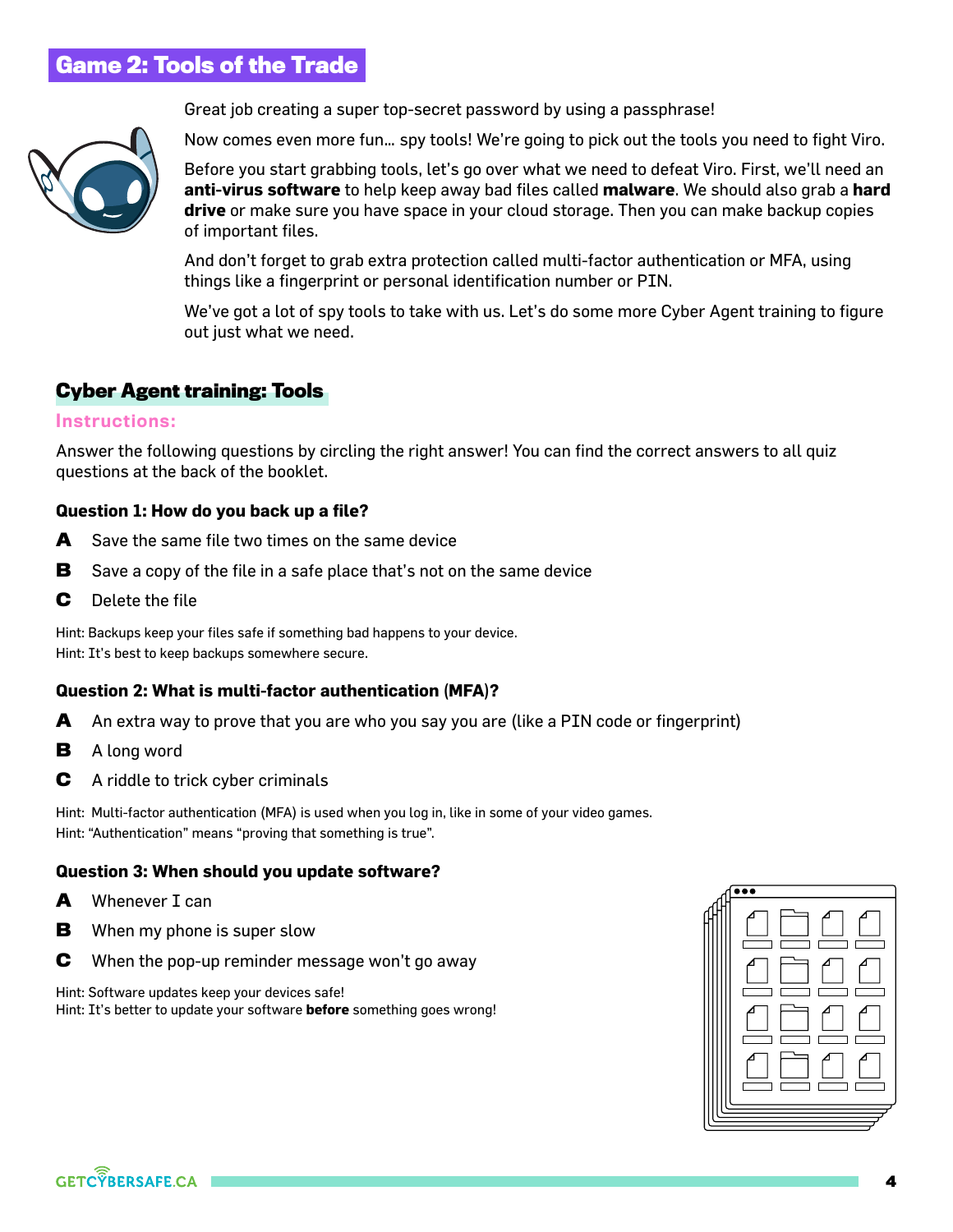# Game 2: Tools of the Trade

Great job creating a super top-secret password by using a passphrase!

Now comes even more fun... spy tools! We're going to pick out the tools you need to fight Viro.

Before you start grabbing tools, let's go over what we need to defeat Viro. First, we'll need an **anti-virus software** to help keep away bad files called **malware**. We should also grab a **hard drive** or make sure you have space in your cloud storage. Then you can make backup copies of important files.

And don't forget to grab extra protection called multi-factor authentication or MFA, using things like a fingerprint or personal identification number or PIN.

We've got a lot of spy tools to take with us. Let's do some more Cyber Agent training to figure out just what we need.

## Cyber Agent training: Tools

### Instructions:

Answer the following questions by circling the right answer! You can find the correct answers to all quiz questions at the back of the booklet.

**Question 1: How do you back up a file?**

- **A** Save the same file two times on the same device
- **B** Save a copy of the file in a safe place that's not on the same device
- **C** Delete the file

Hint: Backups keep your files safe if something bad happens to your device.
Hint: It's best to keep backups somewhere secure.

**Question 2: What is multi-factor authentication (MFA)?**

- **A** An extra way to prove that you are who you say you are (like a PIN code or fingerprint)
- **B** A long word
- **C** A riddle to trick cyber criminals

Hint: Multi-factor authentication (MFA) is used when you log in, like in some of your video games.
Hint: "Authentication" means "proving that something is true".

**Question 3: When should you update software?**

- **A** Whenever I can
- **B** When my phone is super slow
- **C** When the pop-up reminder message won't go away

Hint: Software updates keep your devices safe!
Hint: It's better to update your software **before** something goes wrong!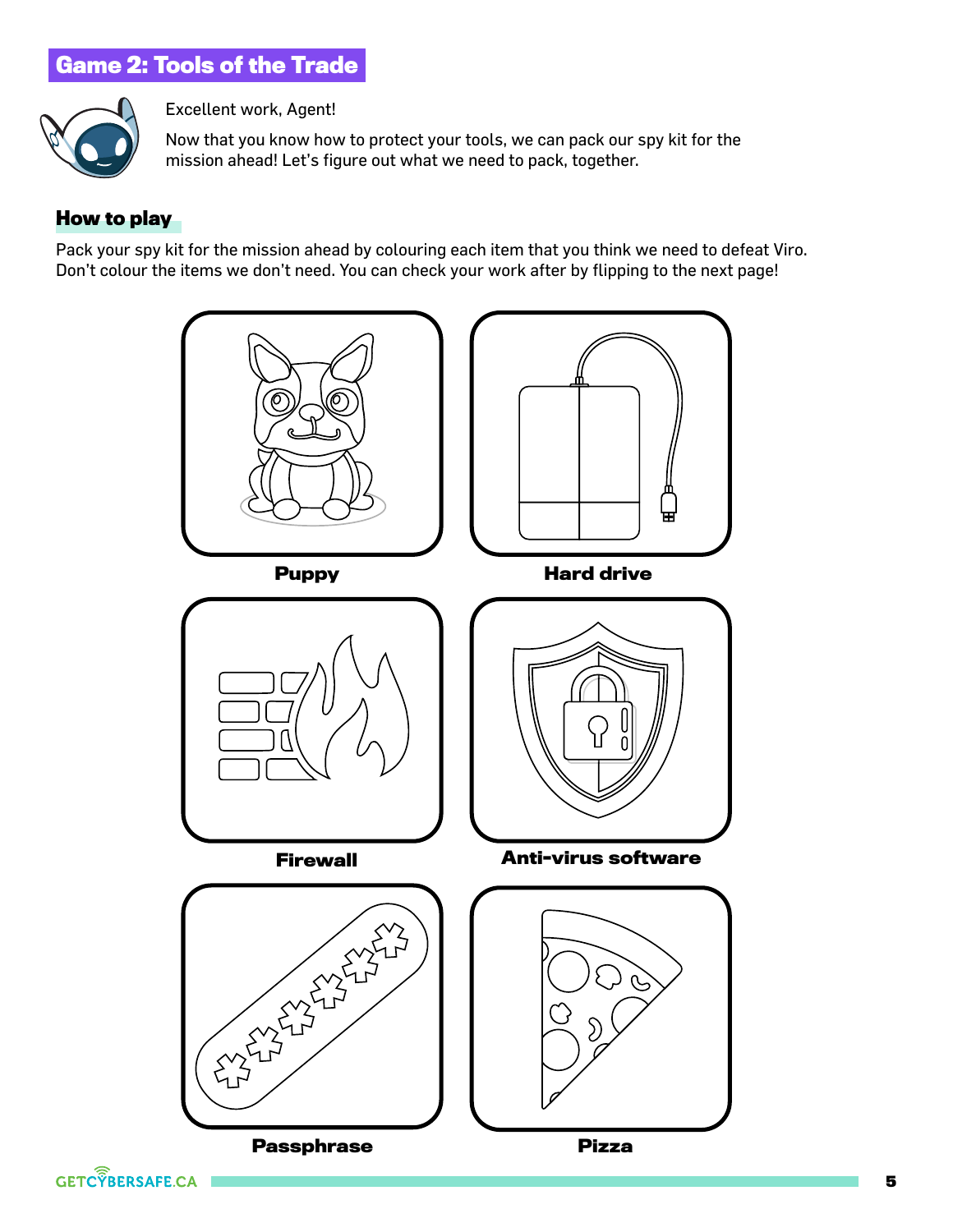## Game 2: Tools of the Trade

Excellent work, Agent!

Now that you know how to protect your tools, we can pack our spy kit for the mission ahead! Let's figure out what we need to pack, together.

### How to play

Pack your spy kit for the mission ahead by colouring each item that you think we need to defeat Viro. Don't colour the items we don't need. You can check your work after by flipping to the next page!

**Puppy**

**Hard drive**

**Firewall**

**Anti-virus software**

**Passphrase**

**Pizza**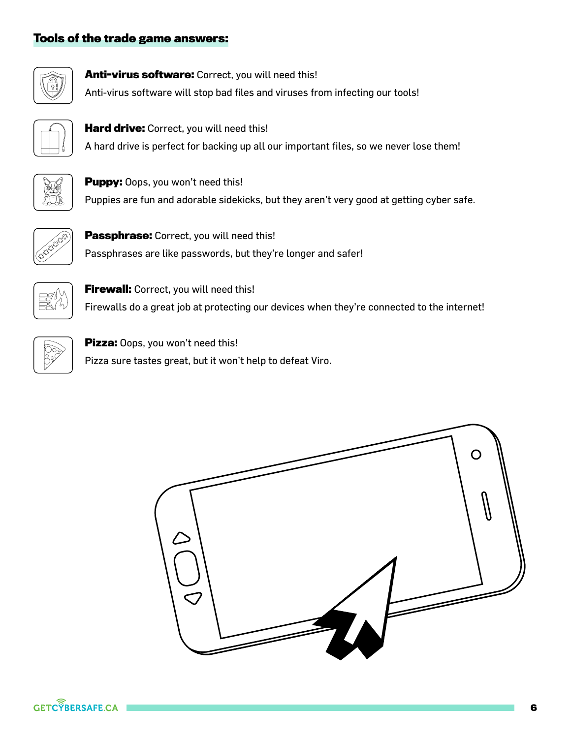## Tools of the trade game answers:

**Anti-virus software:** Correct, you will need this!

Anti-virus software will stop bad files and viruses from infecting our tools!

**Hard drive:** Correct, you will need this!

A hard drive is perfect for backing up all our important files, so we never lose them!

**Puppy:** Oops, you won't need this!

Puppies are fun and adorable sidekicks, but they aren't very good at getting cyber safe.

**Passphrase:** Correct, you will need this!

Passphrases are like passwords, but they're longer and safer!

**Firewall:** Correct, you will need this!

Firewalls do a great job at protecting our devices when they're connected to the internet!

**Pizza:** Oops, you won't need this!

Pizza sure tastes great, but it won't help to defeat Viro.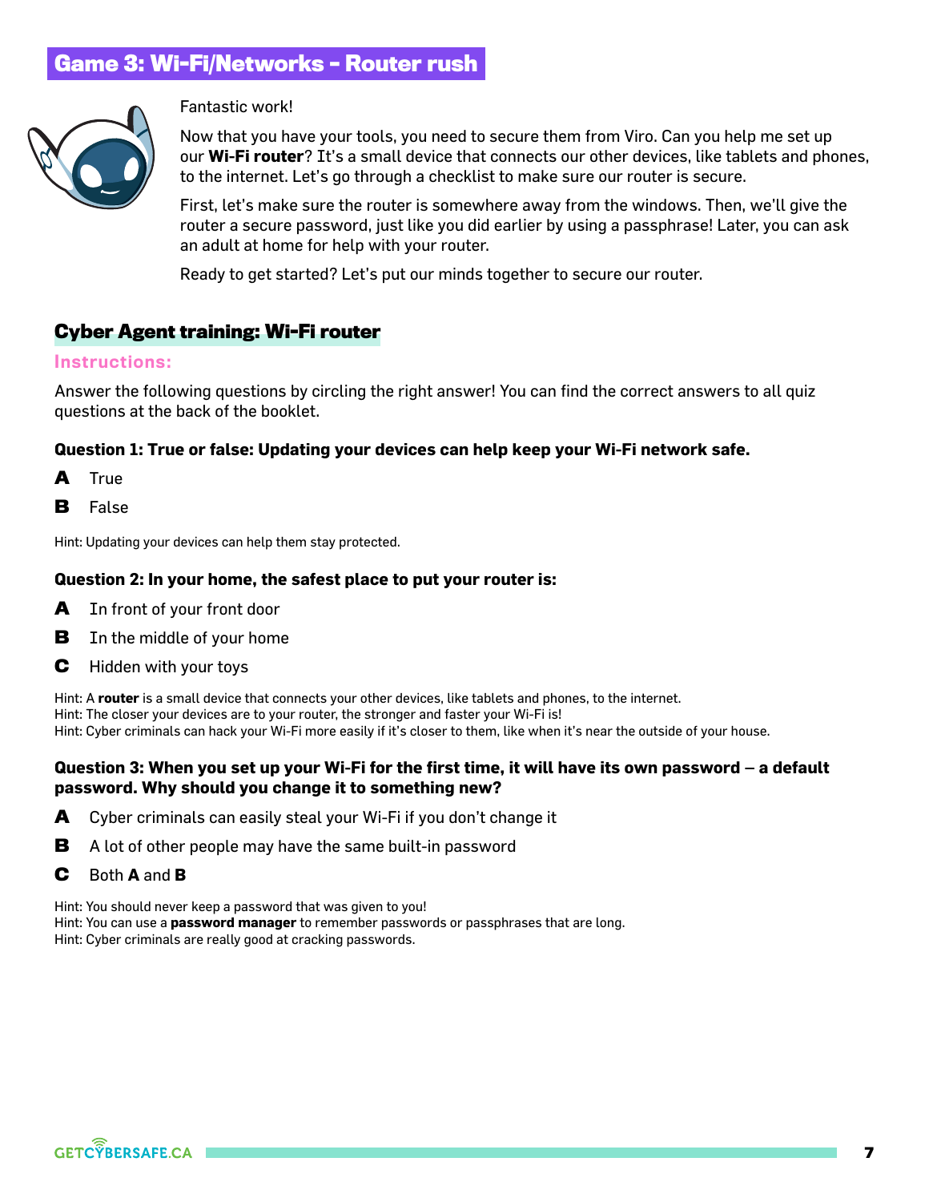## Game 3: Wi-Fi/Networks - Router rush

Fantastic work!

Now that you have your tools, you need to secure them from Viro. Can you help me set up our **Wi-Fi router**? It's a small device that connects our other devices, like tablets and phones, to the internet. Let's go through a checklist to make sure our router is secure.

First, let's make sure the router is somewhere away from the windows. Then, we'll give the router a secure password, just like you did earlier by using a passphrase! Later, you can ask an adult at home for help with your router.

Ready to get started? Let's put our minds together to secure our router.

### Cyber Agent training: Wi-Fi router

**Instructions:**

Answer the following questions by circling the right answer! You can find the correct answers to all quiz questions at the back of the booklet.

**Question 1: True or false: Updating your devices can help keep your Wi-Fi network safe.**

**A** True

**B** False

Hint: Updating your devices can help them stay protected.

**Question 2: In your home, the safest place to put your router is:**

**A** In front of your front door

**B** In the middle of your home

**C** Hidden with your toys

Hint: A **router** is a small device that connects your other devices, like tablets and phones, to the internet.
Hint: The closer your devices are to your router, the stronger and faster your Wi-Fi is!
Hint: Cyber criminals can hack your Wi-Fi more easily if it's closer to them, like when it's near the outside of your house.

**Question 3: When you set up your Wi-Fi for the first time, it will have its own password – a default password. Why should you change it to something new?**

**A** Cyber criminals can easily steal your Wi-Fi if you don't change it

**B** A lot of other people may have the same built-in password

**C** Both **A** and **B**

Hint: You should never keep a password that was given to you!
Hint: You can use a **password manager** to remember passwords or passphrases that are long.
Hint: Cyber criminals are really good at cracking passwords.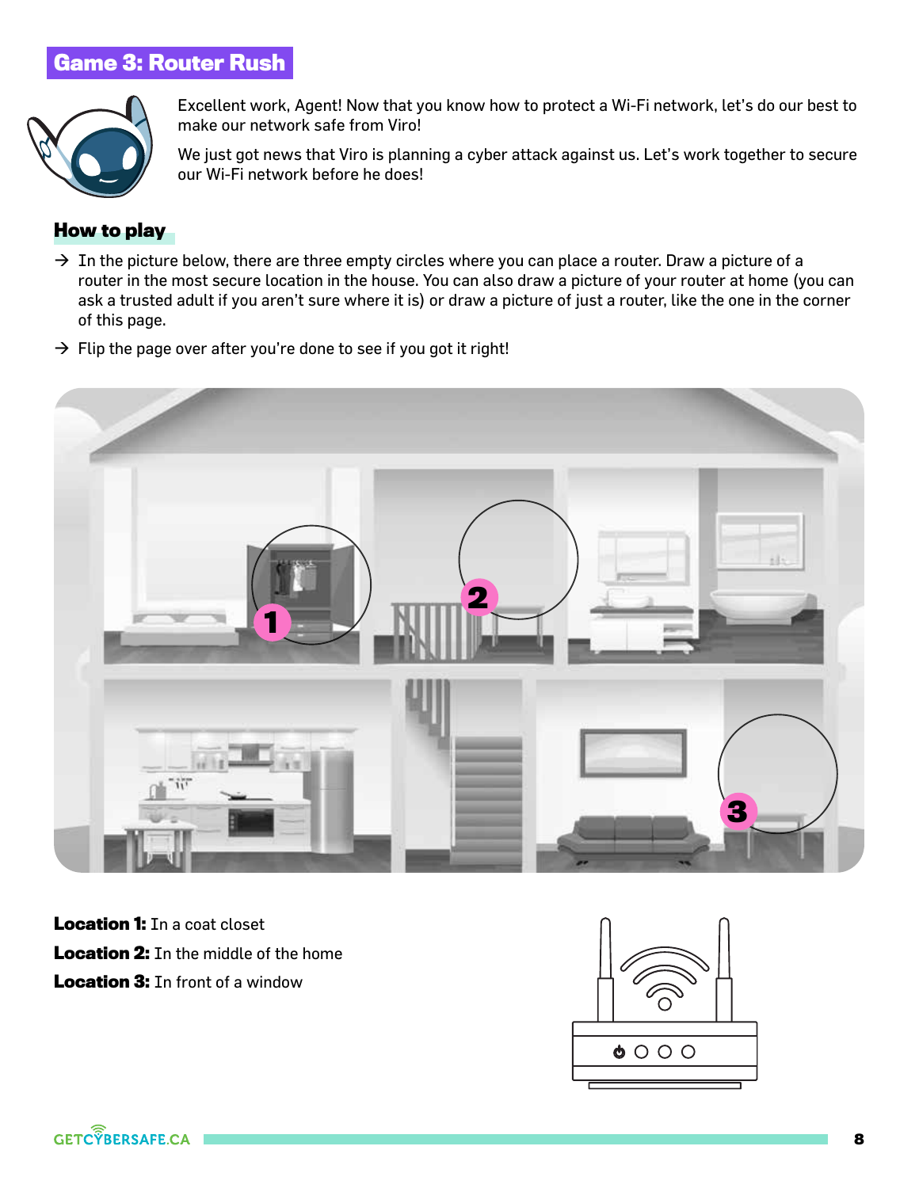## Game 3: Router Rush

Excellent work, Agent! Now that you know how to protect a Wi-Fi network, let's do our best to make our network safe from Viro!

We just got news that Viro is planning a cyber attack against us. Let's work together to secure our Wi-Fi network before he does!

### How to play

→ In the picture below, there are three empty circles where you can place a router. Draw a picture of a router in the most secure location in the house. You can also draw a picture of your router at home (you can ask a trusted adult if you aren't sure where it is) or draw a picture of just a router, like the one in the corner of this page.

→ Flip the page over after you're done to see if you got it right!

**Location 1:** In a coat closet

**Location 2:** In the middle of the home

**Location 3:** In front of a window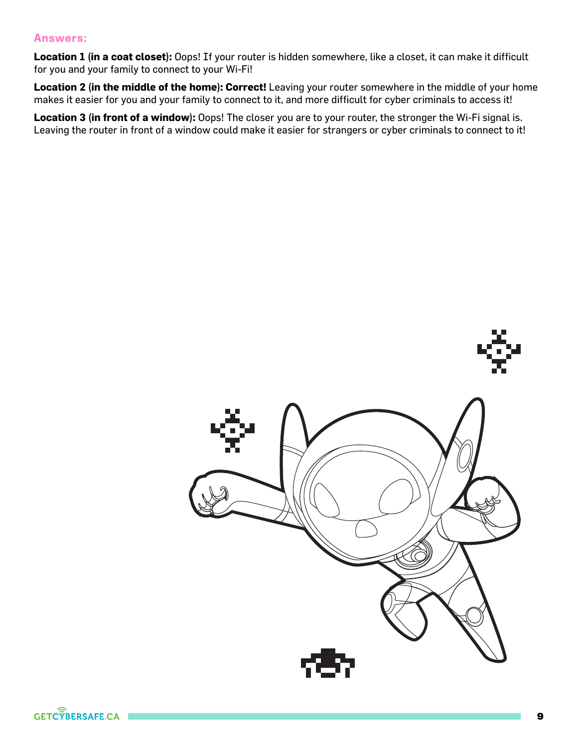## Answers:

**Location 1 (in a coat closet):** Oops! If your router is hidden somewhere, like a closet, it can make it difficult for you and your family to connect to your Wi-Fi!

**Location 2 (in the middle of the home): Correct!** Leaving your router somewhere in the middle of your home makes it easier for you and your family to connect to it, and more difficult for cyber criminals to access it!

**Location 3 (in front of a window):** Oops! The closer you are to your router, the stronger the Wi-Fi signal is. Leaving the router in front of a window could make it easier for strangers or cyber criminals to connect to it!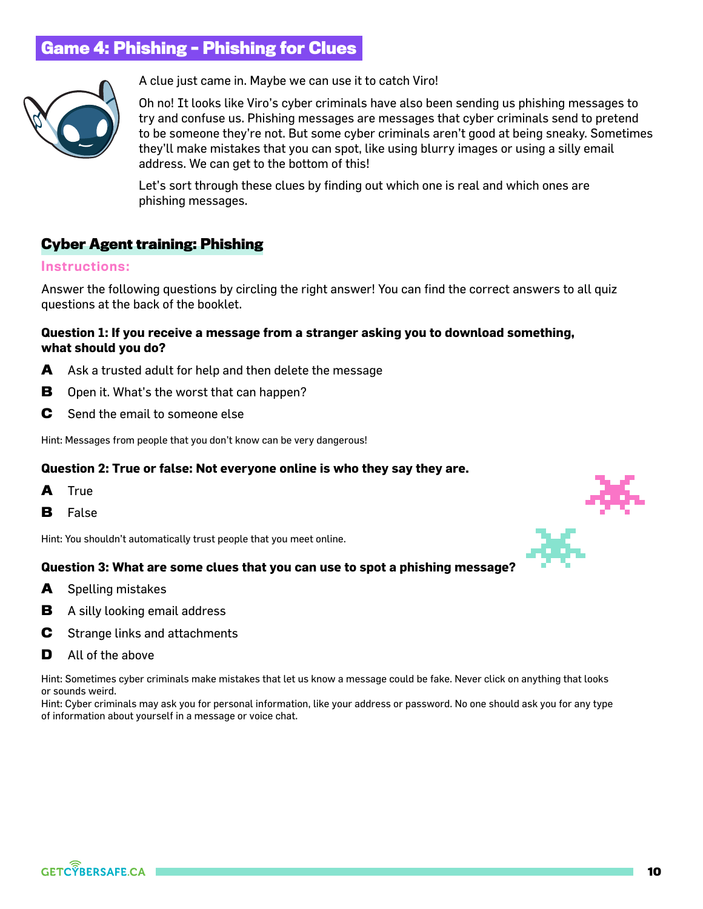## Game 4: Phishing – Phishing for Clues

A clue just came in. Maybe we can use it to catch Viro!

Oh no! It looks like Viro's cyber criminals have also been sending us phishing messages to try and confuse us. Phishing messages are messages that cyber criminals send to pretend to be someone they're not. But some cyber criminals aren't good at being sneaky. Sometimes they'll make mistakes that you can spot, like using blurry images or using a silly email address. We can get to the bottom of this!

Let's sort through these clues by finding out which one is real and which ones are phishing messages.

### Cyber Agent training: Phishing

**Instructions:**

Answer the following questions by circling the right answer! You can find the correct answers to all quiz questions at the back of the booklet.

**Question 1: If you receive a message from a stranger asking you to download something, what should you do?**

**A** Ask a trusted adult for help and then delete the message

**B** Open it. What's the worst that can happen?

**C** Send the email to someone else

Hint: Messages from people that you don't know can be very dangerous!

**Question 2: True or false: Not everyone online is who they say they are.**

**A** True

**B** False

Hint: You shouldn't automatically trust people that you meet online.

**Question 3: What are some clues that you can use to spot a phishing message?**

**A** Spelling mistakes

**B** A silly looking email address

**C** Strange links and attachments

**D** All of the above

Hint: Sometimes cyber criminals make mistakes that let us know a message could be fake. Never click on anything that looks or sounds weird.

Hint: Cyber criminals may ask you for personal information, like your address or password. No one should ask you for any type of information about yourself in a message or voice chat.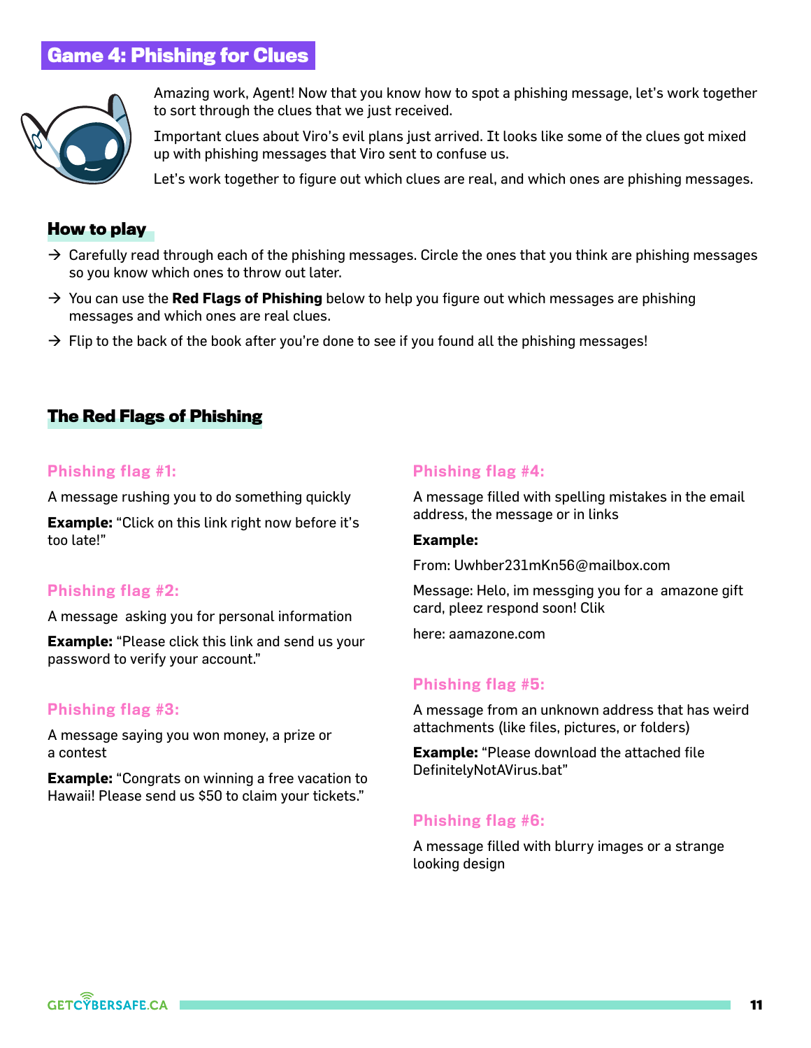# Game 4: Phishing for Clues

Amazing work, Agent! Now that you know how to spot a phishing message, let's work together to sort through the clues that we just received.

Important clues about Viro's evil plans just arrived. It looks like some of the clues got mixed up with phishing messages that Viro sent to confuse us.

Let's work together to figure out which clues are real, and which ones are phishing messages.

## How to play

- → Carefully read through each of the phishing messages. Circle the ones that you think are phishing messages so you know which ones to throw out later.
- → You can use the **Red Flags of Phishing** below to help you figure out which messages are phishing messages and which ones are real clues.
- → Flip to the back of the book after you're done to see if you found all the phishing messages!

## The Red Flags of Phishing

### Phishing flag #1:

A message rushing you to do something quickly

**Example:** "Click on this link right now before it's too late!"

### Phishing flag #2:

A message asking you for personal information

**Example:** "Please click this link and send us your password to verify your account."

### Phishing flag #3:

A message saying you won money, a prize or a contest

**Example:** "Congrats on winning a free vacation to Hawaii! Please send us $50 to claim your tickets."

### Phishing flag #4:

A message filled with spelling mistakes in the email address, the message or in links

**Example:**

From: Uwhber231mKn56@mailbox.com

Message: Helo, im messging you for a amazone gift card, pleez respond soon! Clik

here: aamazone.com

### Phishing flag #5:

A message from an unknown address that has weird attachments (like files, pictures, or folders)

**Example:** "Please download the attached file DefinitelyNotAVirus.bat"

### Phishing flag #6:

A message filled with blurry images or a strange looking design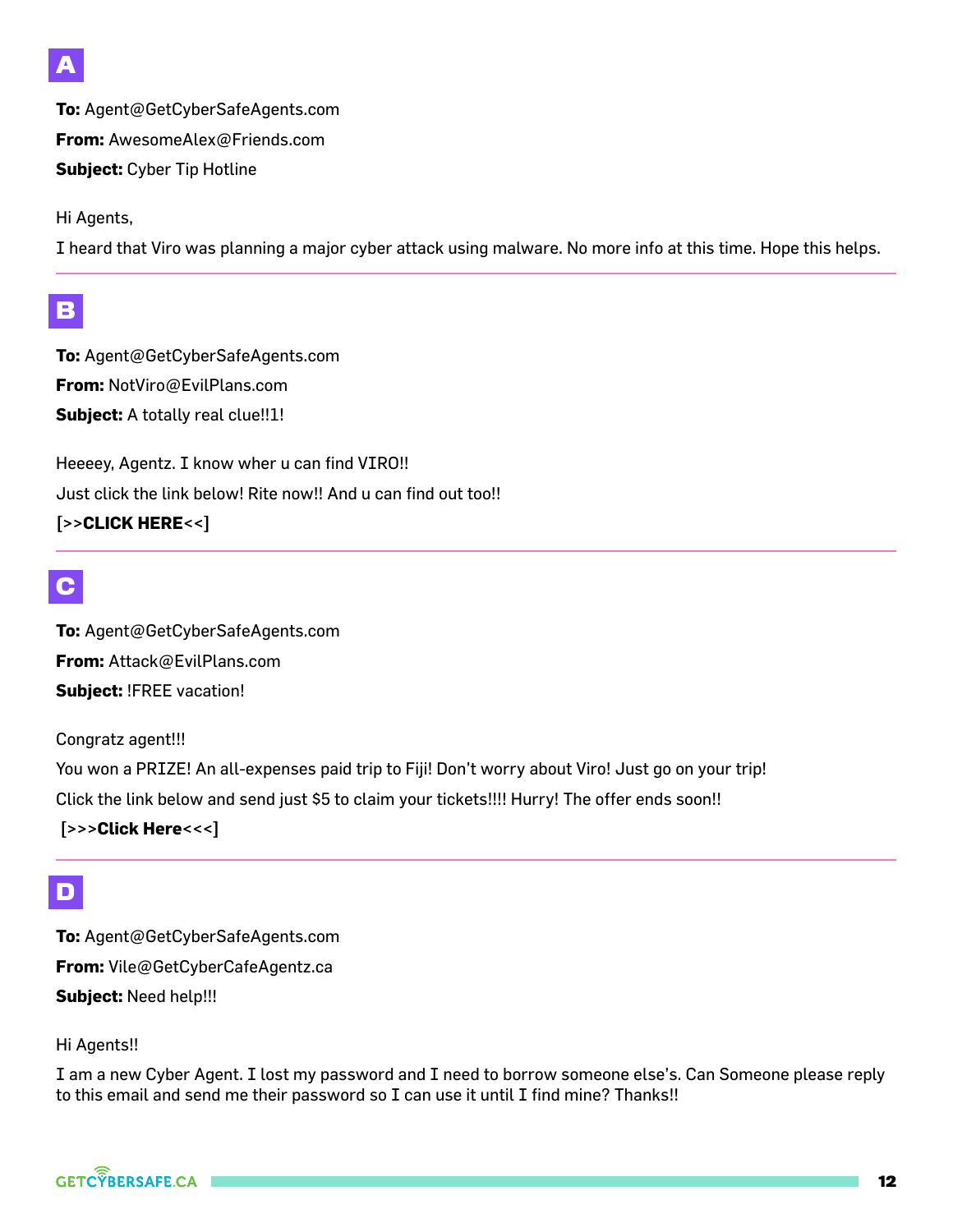## A

**To:** Agent@GetCyberSafeAgents.com

**From:** AwesomeAlex@Friends.com

**Subject:** Cyber Tip Hotline

Hi Agents,

I heard that Viro was planning a major cyber attack using malware. No more info at this time. Hope this helps.

---

## B

**To:** Agent@GetCyberSafeAgents.com

**From:** NotViro@EvilPlans.com

**Subject:** A totally real clue!!1!

Heeeey, Agentz. I know wher u can find VIRO!!

Just click the link below! Rite now!! And u can find out too!!

[>>**CLICK HERE**<<]

---

## C

**To:** Agent@GetCyberSafeAgents.com

**From:** Attack@EvilPlans.com

**Subject:** !FREE vacation!

Congratz agent!!!

You won a PRIZE! An all-expenses paid trip to Fiji! Don't worry about Viro! Just go on your trip!

Click the link below and send just $5 to claim your tickets!!!! Hurry! The offer ends soon!!

[>>>**Click Here**<<<]

---

## D

**To:** Agent@GetCyberSafeAgents.com

**From:** Vile@GetCyberCafeAgentz.ca

**Subject:** Need help!!!

Hi Agents!!

I am a new Cyber Agent. I lost my password and I need to borrow someone else's. Can Someone please reply to this email and send me their password so I can use it until I find mine? Thanks!!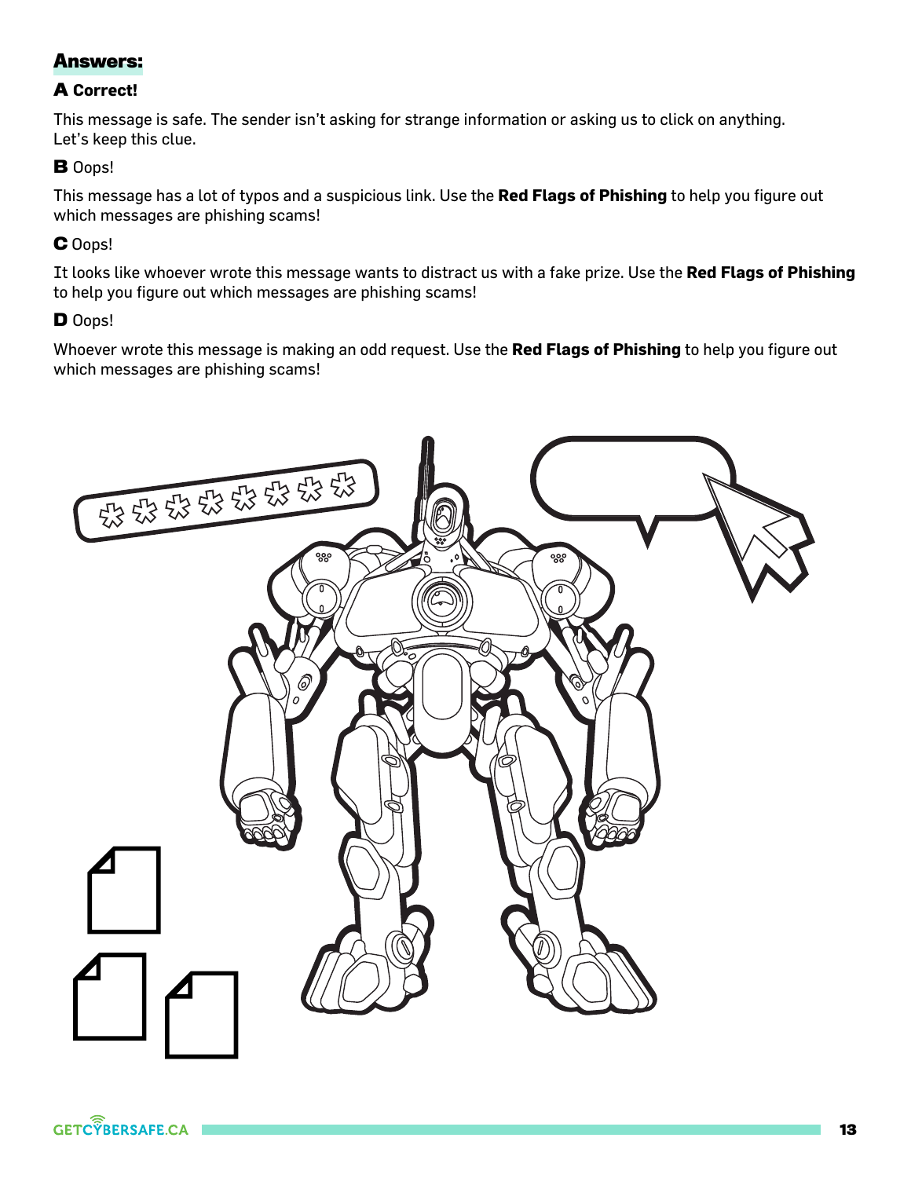## Answers:

**A Correct!**

This message is safe. The sender isn't asking for strange information or asking us to click on anything. Let's keep this clue.

**B** Oops!

This message has a lot of typos and a suspicious link. Use the **Red Flags of Phishing** to help you figure out which messages are phishing scams!

**C** Oops!

It looks like whoever wrote this message wants to distract us with a fake prize. Use the **Red Flags of Phishing** to help you figure out which messages are phishing scams!

**D** Oops!

Whoever wrote this message is making an odd request. Use the **Red Flags of Phishing** to help you figure out which messages are phishing scams!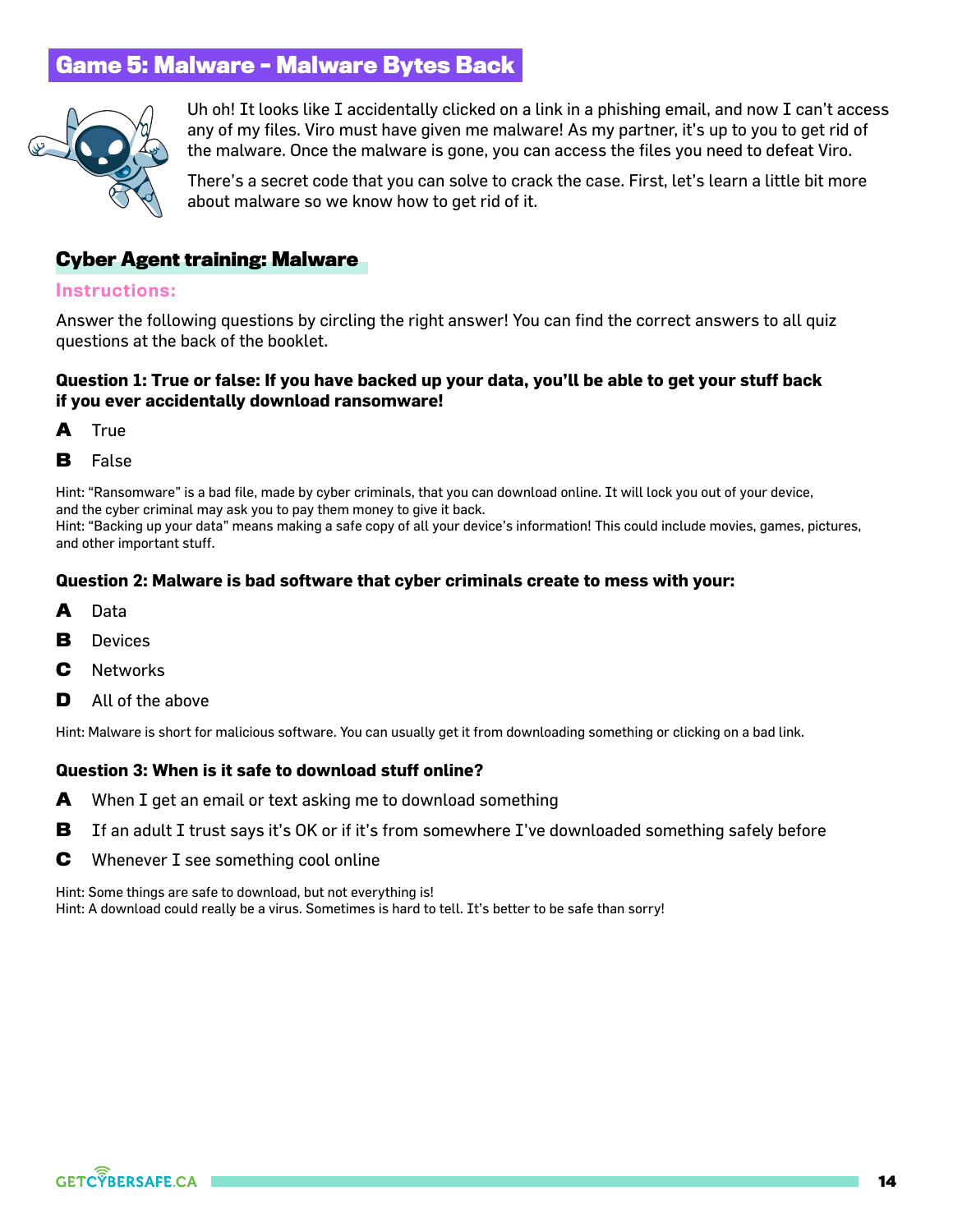# Game 5: Malware – Malware Bytes Back

Uh oh! It looks like I accidentally clicked on a link in a phishing email, and now I can't access any of my files. Viro must have given me malware! As my partner, it's up to you to get rid of the malware. Once the malware is gone, you can access the files you need to defeat Viro.

There's a secret code that you can solve to crack the case. First, let's learn a little bit more about malware so we know how to get rid of it.

## Cyber Agent training: Malware

### Instructions:

Answer the following questions by circling the right answer! You can find the correct answers to all quiz questions at the back of the booklet.

**Question 1: True or false: If you have backed up your data, you'll be able to get your stuff back if you ever accidentally download ransomware!**

**A** True

**B** False

Hint: "Ransomware" is a bad file, made by cyber criminals, that you can download online. It will lock you out of your device, and the cyber criminal may ask you to pay them money to give it back.
Hint: "Backing up your data" means making a safe copy of all your device's information! This could include movies, games, pictures, and other important stuff.

**Question 2: Malware is bad software that cyber criminals create to mess with your:**

**A** Data

**B** Devices

**C** Networks

**D** All of the above

Hint: Malware is short for malicious software. You can usually get it from downloading something or clicking on a bad link.

**Question 3: When is it safe to download stuff online?**

**A** When I get an email or text asking me to download something

**B** If an adult I trust says it's OK or if it's from somewhere I've downloaded something safely before

**C** Whenever I see something cool online

Hint: Some things are safe to download, but not everything is!
Hint: A download could really be a virus. Sometimes is hard to tell. It's better to be safe than sorry!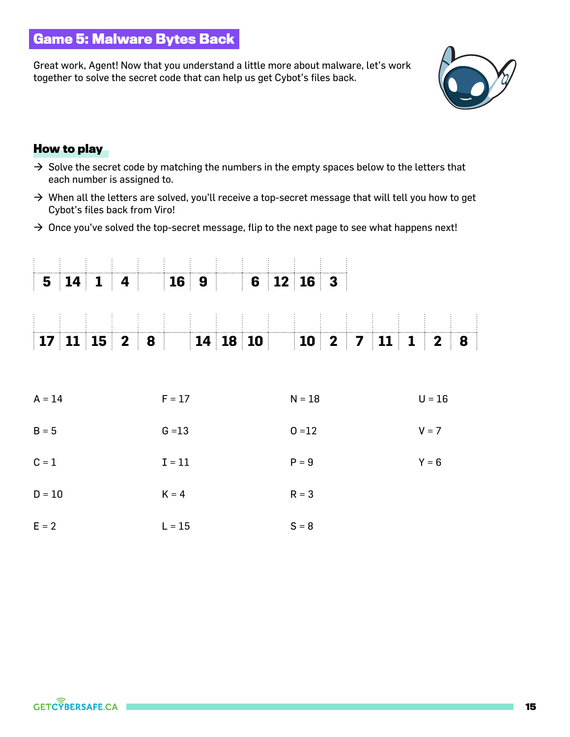## Game 5: Malware Bytes Back

Great work, Agent! Now that you understand a little more about malware, let's work together to solve the secret code that can help us get Cybot's files back.

### How to play

- → Solve the secret code by matching the numbers in the empty spaces below to the letters that each number is assigned to.
- → When all the letters are solved, you'll receive a top-secret message that will tell you how to get Cybot's files back from Viro!
- → Once you've solved the top-secret message, flip to the next page to see what happens next!

| 5 | 14 | 1 | 4 | | 16 | 9 | | 6 | 12 | 16 | 3 |
|---|---|---|---|---|---|---|---|---|---|---|---|

| 17 | 11 | 15 | 2 | 8 | | 14 | 18 | 10 | | 10 | 2 | 7 | 11 | 1 | 2 | 8 |
|---|---|---|---|---|---|---|---|---|---|---|---|---|---|---|---|---|

| | | | |
|---|---|---|---|
| A = 14 | F = 17 | N = 18 | U = 16 |
| B = 5 | G =13 | O =12 | V = 7 |
| C = 1 | I = 11 | P = 9 | Y = 6 |
| D = 10 | K = 4 | R = 3 | |
| E = 2 | L = 15 | S = 8 | |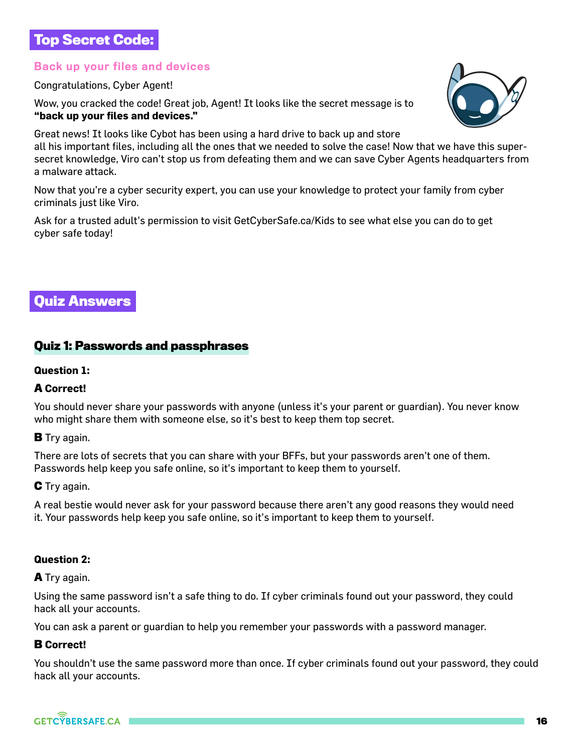## Top Secret Code:

### Back up your files and devices

Congratulations, Cyber Agent!

Wow, you cracked the code! Great job, Agent! It looks like the secret message is to **"back up your files and devices."**

Great news! It looks like Cybot has been using a hard drive to back up and store all his important files, including all the ones that we needed to solve the case! Now that we have this super-secret knowledge, Viro can't stop us from defeating them and we can save Cyber Agents headquarters from a malware attack.

Now that you're a cyber security expert, you can use your knowledge to protect your family from cyber criminals just like Viro.

Ask for a trusted adult's permission to visit GetCyberSafe.ca/Kids to see what else you can do to get cyber safe today!

## Quiz Answers

### Quiz 1: Passwords and passphrases

**Question 1:**

**A Correct!**

You should never share your passwords with anyone (unless it's your parent or guardian). You never know who might share them with someone else, so it's best to keep them top secret.

**B** Try again.

There are lots of secrets that you can share with your BFFs, but your passwords aren't one of them. Passwords help keep you safe online, so it's important to keep them to yourself.

**C** Try again.

A real bestie would never ask for your password because there aren't any good reasons they would need it. Your passwords help keep you safe online, so it's important to keep them to yourself.

**Question 2:**

**A** Try again.

Using the same password isn't a safe thing to do. If cyber criminals found out your password, they could hack all your accounts.

You can ask a parent or guardian to help you remember your passwords with a password manager.

**B Correct!**

You shouldn't use the same password more than once. If cyber criminals found out your password, they could hack all your accounts.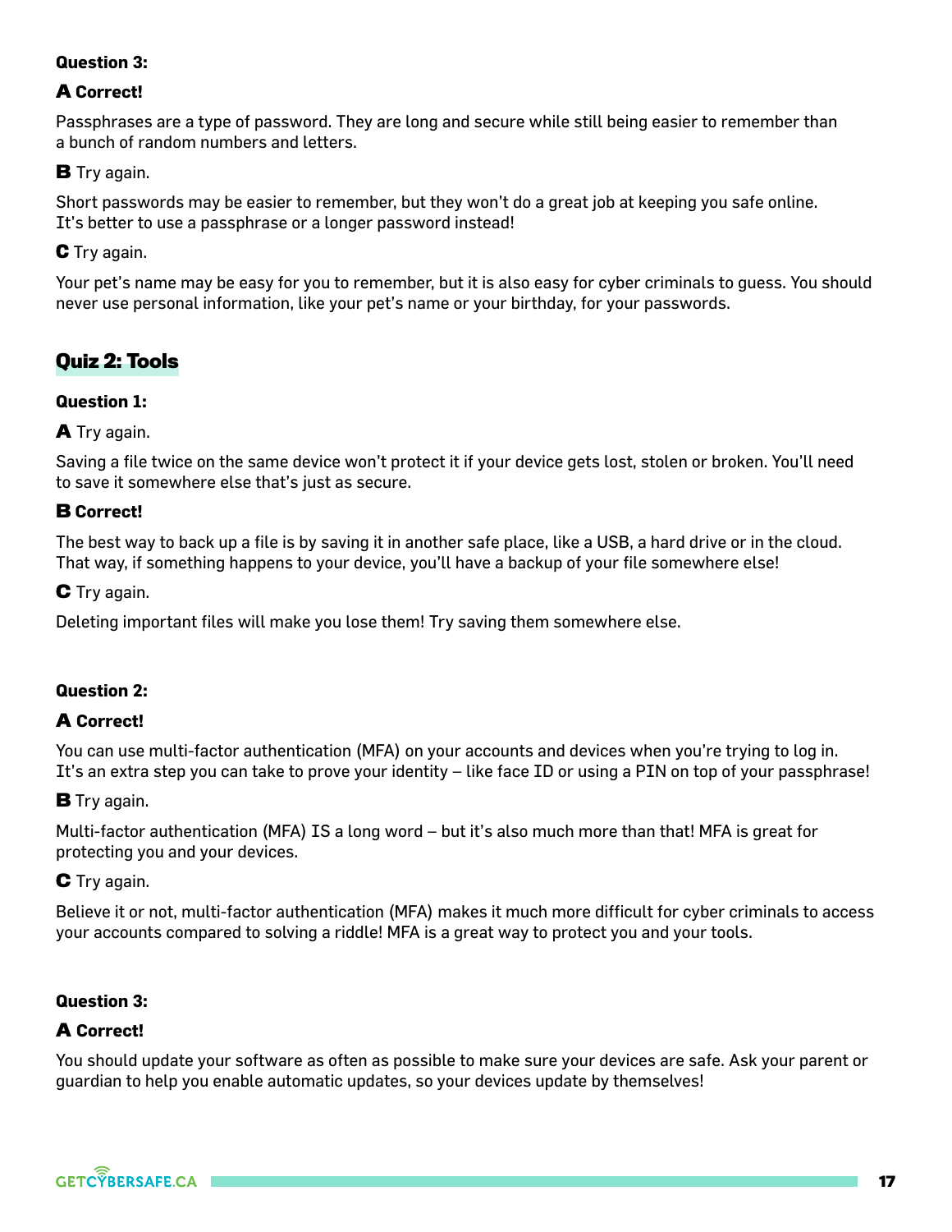**Question 3:**

**A Correct!**

Passphrases are a type of password. They are long and secure while still being easier to remember than a bunch of random numbers and letters.

**B** Try again.

Short passwords may be easier to remember, but they won't do a great job at keeping you safe online. It's better to use a passphrase or a longer password instead!

**C** Try again.

Your pet's name may be easy for you to remember, but it is also easy for cyber criminals to guess. You should never use personal information, like your pet's name or your birthday, for your passwords.

## Quiz 2: Tools

**Question 1:**

**A** Try again.

Saving a file twice on the same device won't protect it if your device gets lost, stolen or broken. You'll need to save it somewhere else that's just as secure.

**B Correct!**

The best way to back up a file is by saving it in another safe place, like a USB, a hard drive or in the cloud. That way, if something happens to your device, you'll have a backup of your file somewhere else!

**C** Try again.

Deleting important files will make you lose them! Try saving them somewhere else.

**Question 2:**

**A Correct!**

You can use multi-factor authentication (MFA) on your accounts and devices when you're trying to log in. It's an extra step you can take to prove your identity – like face ID or using a PIN on top of your passphrase!

**B** Try again.

Multi-factor authentication (MFA) IS a long word – but it's also much more than that! MFA is great for protecting you and your devices.

**C** Try again.

Believe it or not, multi-factor authentication (MFA) makes it much more difficult for cyber criminals to access your accounts compared to solving a riddle! MFA is a great way to protect you and your tools.

**Question 3:**

**A Correct!**

You should update your software as often as possible to make sure your devices are safe. Ask your parent or guardian to help you enable automatic updates, so your devices update by themselves!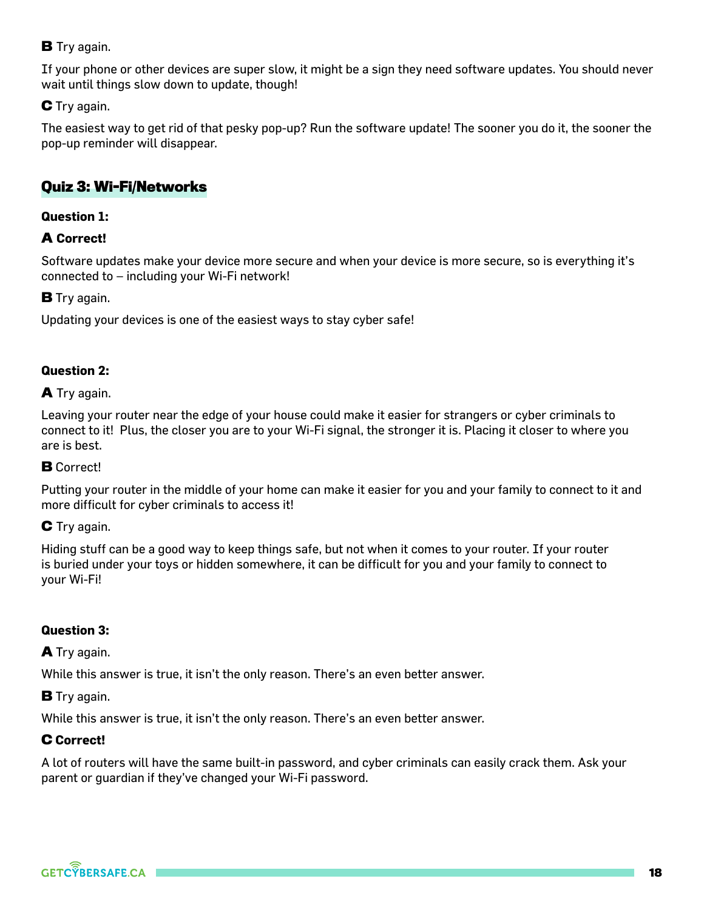**B** Try again.

If your phone or other devices are super slow, it might be a sign they need software updates. You should never wait until things slow down to update, though!

**C** Try again.

The easiest way to get rid of that pesky pop-up? Run the software update! The sooner you do it, the sooner the pop-up reminder will disappear.

## Quiz 3: Wi-Fi/Networks

**Question 1:**

**A Correct!**

Software updates make your device more secure and when your device is more secure, so is everything it's connected to – including your Wi-Fi network!

**B** Try again.

Updating your devices is one of the easiest ways to stay cyber safe!

**Question 2:**

**A** Try again.

Leaving your router near the edge of your house could make it easier for strangers or cyber criminals to connect to it! Plus, the closer you are to your Wi-Fi signal, the stronger it is. Placing it closer to where you are is best.

**B** Correct!

Putting your router in the middle of your home can make it easier for you and your family to connect to it and more difficult for cyber criminals to access it!

**C** Try again.

Hiding stuff can be a good way to keep things safe, but not when it comes to your router. If your router is buried under your toys or hidden somewhere, it can be difficult for you and your family to connect to your Wi-Fi!

**Question 3:**

**A** Try again.

While this answer is true, it isn't the only reason. There's an even better answer.

**B** Try again.

While this answer is true, it isn't the only reason. There's an even better answer.

**C Correct!**

A lot of routers will have the same built-in password, and cyber criminals can easily crack them. Ask your parent or guardian if they've changed your Wi-Fi password.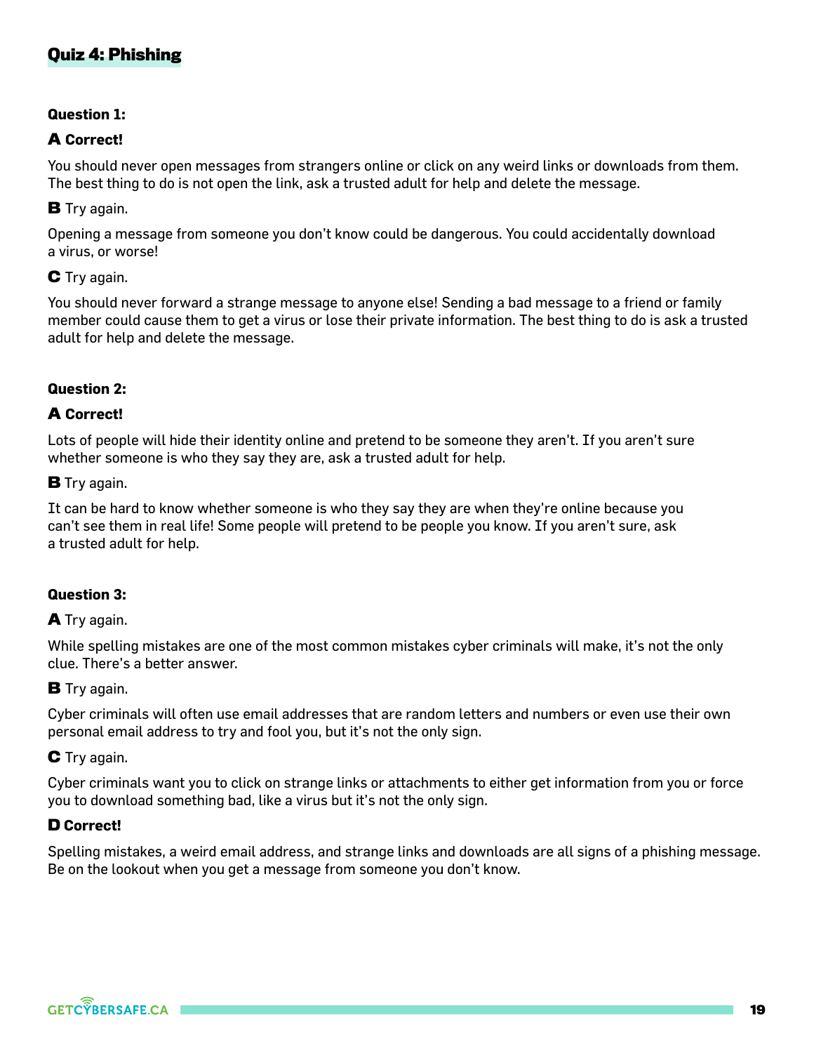## Quiz 4: Phishing

**Question 1:**

**A Correct!**

You should never open messages from strangers online or click on any weird links or downloads from them. The best thing to do is not open the link, ask a trusted adult for help and delete the message.

**B** Try again.

Opening a message from someone you don't know could be dangerous. You could accidentally download a virus, or worse!

**C** Try again.

You should never forward a strange message to anyone else! Sending a bad message to a friend or family member could cause them to get a virus or lose their private information. The best thing to do is ask a trusted adult for help and delete the message.

**Question 2:**

**A Correct!**

Lots of people will hide their identity online and pretend to be someone they aren't. If you aren't sure whether someone is who they say they are, ask a trusted adult for help.

**B** Try again.

It can be hard to know whether someone is who they say they are when they're online because you can't see them in real life! Some people will pretend to be people you know. If you aren't sure, ask a trusted adult for help.

**Question 3:**

**A** Try again.

While spelling mistakes are one of the most common mistakes cyber criminals will make, it's not the only clue. There's a better answer.

**B** Try again.

Cyber criminals will often use email addresses that are random letters and numbers or even use their own personal email address to try and fool you, but it's not the only sign.

**C** Try again.

Cyber criminals want you to click on strange links or attachments to either get information from you or force you to download something bad, like a virus but it's not the only sign.

**D Correct!**

Spelling mistakes, a weird email address, and strange links and downloads are all signs of a phishing message. Be on the lookout when you get a message from someone you don't know.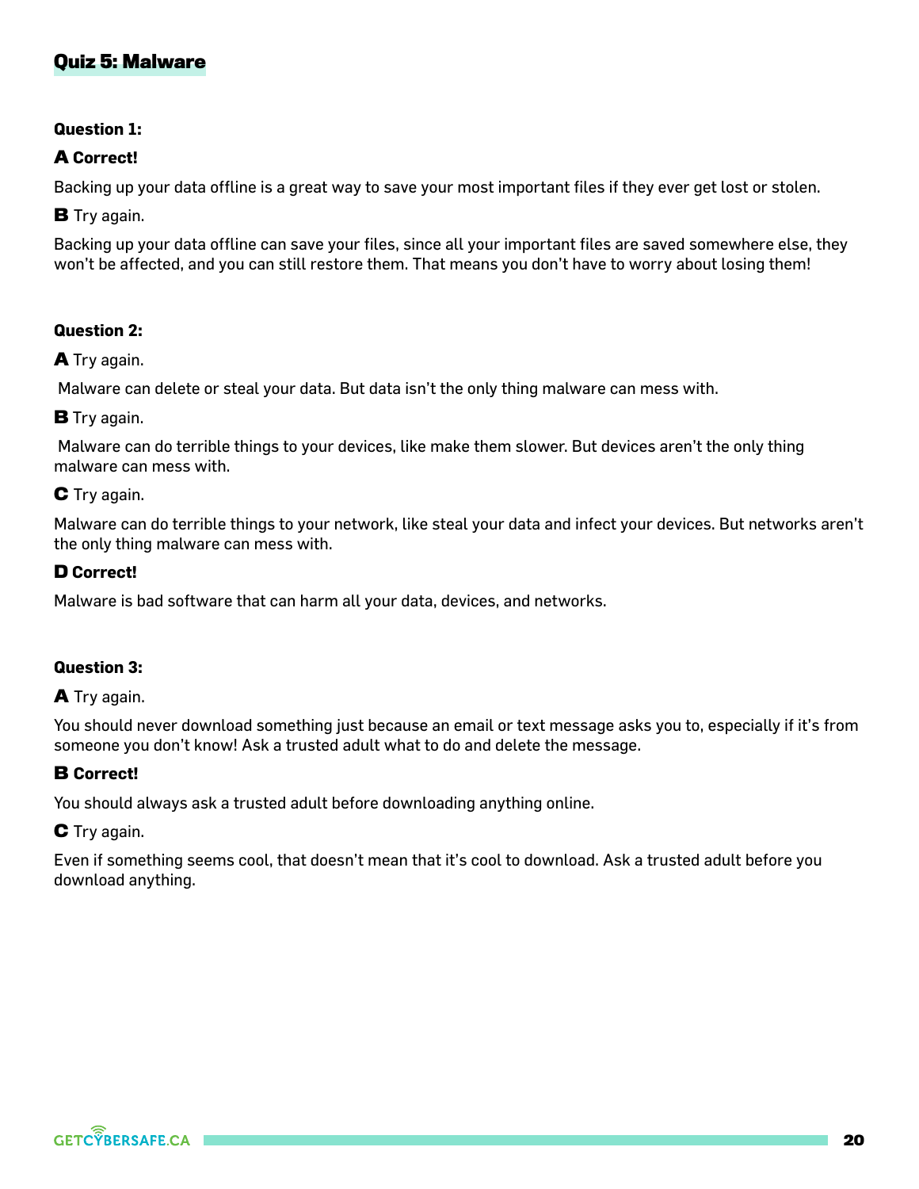## Quiz 5: Malware

**Question 1:**

**A Correct!**

Backing up your data offline is a great way to save your most important files if they ever get lost or stolen.

**B** Try again.

Backing up your data offline can save your files, since all your important files are saved somewhere else, they won't be affected, and you can still restore them. That means you don't have to worry about losing them!

**Question 2:**

**A** Try again.

Malware can delete or steal your data. But data isn't the only thing malware can mess with.

**B** Try again.

Malware can do terrible things to your devices, like make them slower. But devices aren't the only thing malware can mess with.

**C** Try again.

Malware can do terrible things to your network, like steal your data and infect your devices. But networks aren't the only thing malware can mess with.

**D Correct!**

Malware is bad software that can harm all your data, devices, and networks.

**Question 3:**

**A** Try again.

You should never download something just because an email or text message asks you to, especially if it's from someone you don't know! Ask a trusted adult what to do and delete the message.

**B Correct!**

You should always ask a trusted adult before downloading anything online.

**C** Try again.

Even if something seems cool, that doesn't mean that it's cool to download. Ask a trusted adult before you download anything.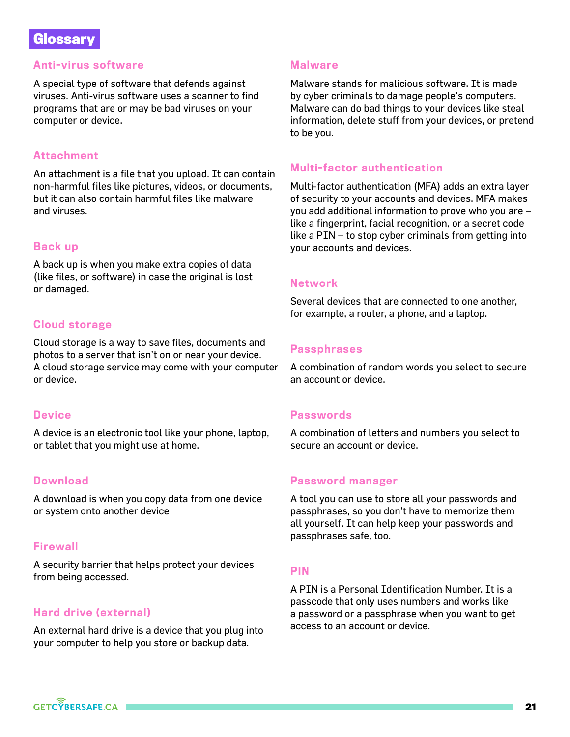# Glossary

### Anti-virus software

A special type of software that defends against viruses. Anti-virus software uses a scanner to find programs that are or may be bad viruses on your computer or device.

### Attachment

An attachment is a file that you upload. It can contain non-harmful files like pictures, videos, or documents, but it can also contain harmful files like malware and viruses.

### Back up

A back up is when you make extra copies of data (like files, or software) in case the original is lost or damaged.

### Cloud storage

Cloud storage is a way to save files, documents and photos to a server that isn't on or near your device. A cloud storage service may come with your computer or device.

### Device

A device is an electronic tool like your phone, laptop, or tablet that you might use at home.

### Download

A download is when you copy data from one device or system onto another device

### Firewall

A security barrier that helps protect your devices from being accessed.

### Hard drive (external)

An external hard drive is a device that you plug into your computer to help you store or backup data.

### Malware

Malware stands for malicious software. It is made by cyber criminals to damage people's computers. Malware can do bad things to your devices like steal information, delete stuff from your devices, or pretend to be you.

### Multi-factor authentication

Multi-factor authentication (MFA) adds an extra layer of security to your accounts and devices. MFA makes you add additional information to prove who you are – like a fingerprint, facial recognition, or a secret code like a PIN – to stop cyber criminals from getting into your accounts and devices.

### Network

Several devices that are connected to one another, for example, a router, a phone, and a laptop.

### Passphrases

A combination of random words you select to secure an account or device.

### Passwords

A combination of letters and numbers you select to secure an account or device.

### Password manager

A tool you can use to store all your passwords and passphrases, so you don't have to memorize them all yourself. It can help keep your passwords and passphrases safe, too.

### PIN

A PIN is a Personal Identification Number. It is a passcode that only uses numbers and works like a password or a passphrase when you want to get access to an account or device.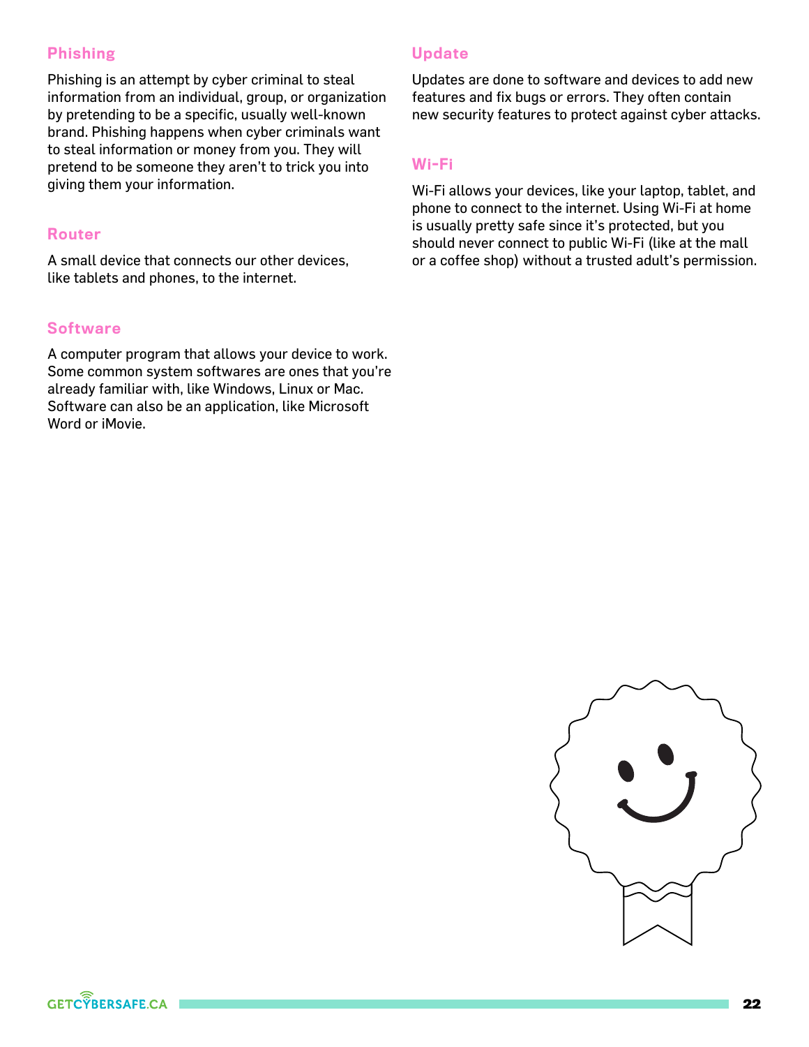### Phishing

Phishing is an attempt by cyber criminal to steal information from an individual, group, or organization by pretending to be a specific, usually well-known brand. Phishing happens when cyber criminals want to steal information or money from you. They will pretend to be someone they aren't to trick you into giving them your information.

### Router

A small device that connects our other devices, like tablets and phones, to the internet.

### Software

A computer program that allows your device to work. Some common system softwares are ones that you're already familiar with, like Windows, Linux or Mac. Software can also be an application, like Microsoft Word or iMovie.

### Update

Updates are done to software and devices to add new features and fix bugs or errors. They often contain new security features to protect against cyber attacks.

### Wi-Fi

Wi-Fi allows your devices, like your laptop, tablet, and phone to connect to the internet. Using Wi-Fi at home is usually pretty safe since it's protected, but you should never connect to public Wi-Fi (like at the mall or a coffee shop) without a trusted adult's permission.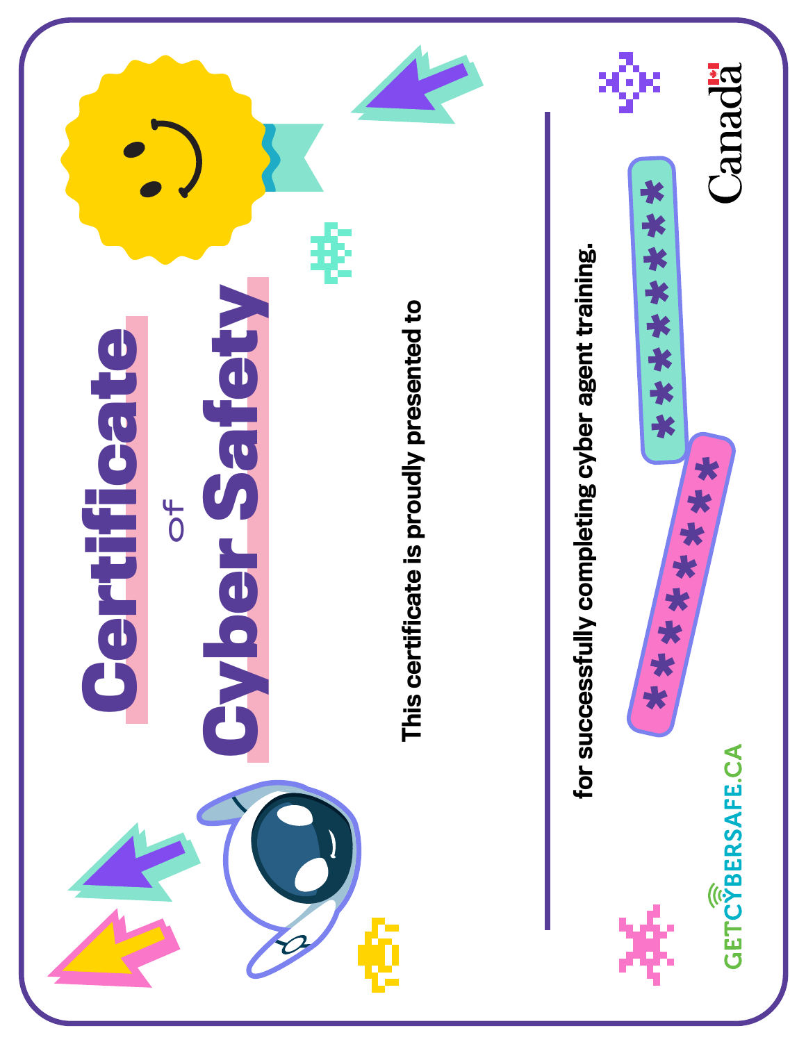# Certificate of Cyber Safety

This certificate is proudly presented to

for successfully completing cyber agent training.

*********

*********

GETCYBERSAFE.CA

Canada